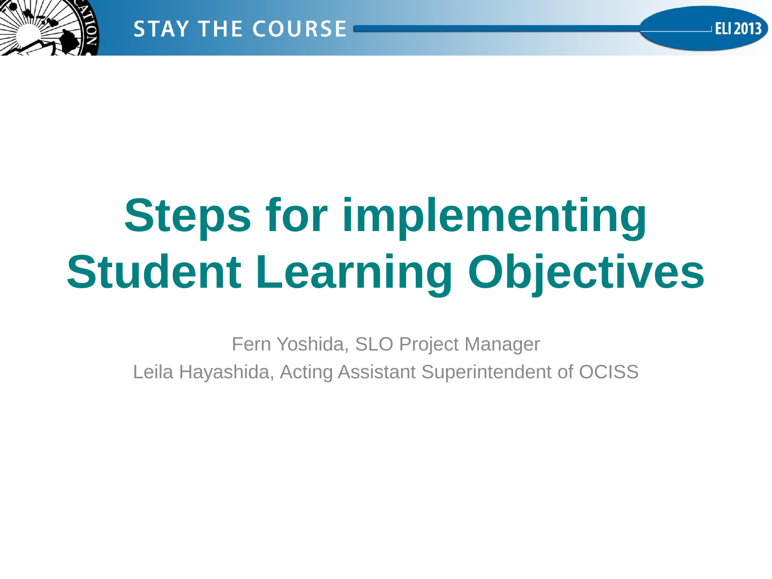# Steps for implementing Student Learning Objectives

Fern Yoshida, SLO Project Manager

Leila Hayashida, Acting Assistant Superintendent of OCISS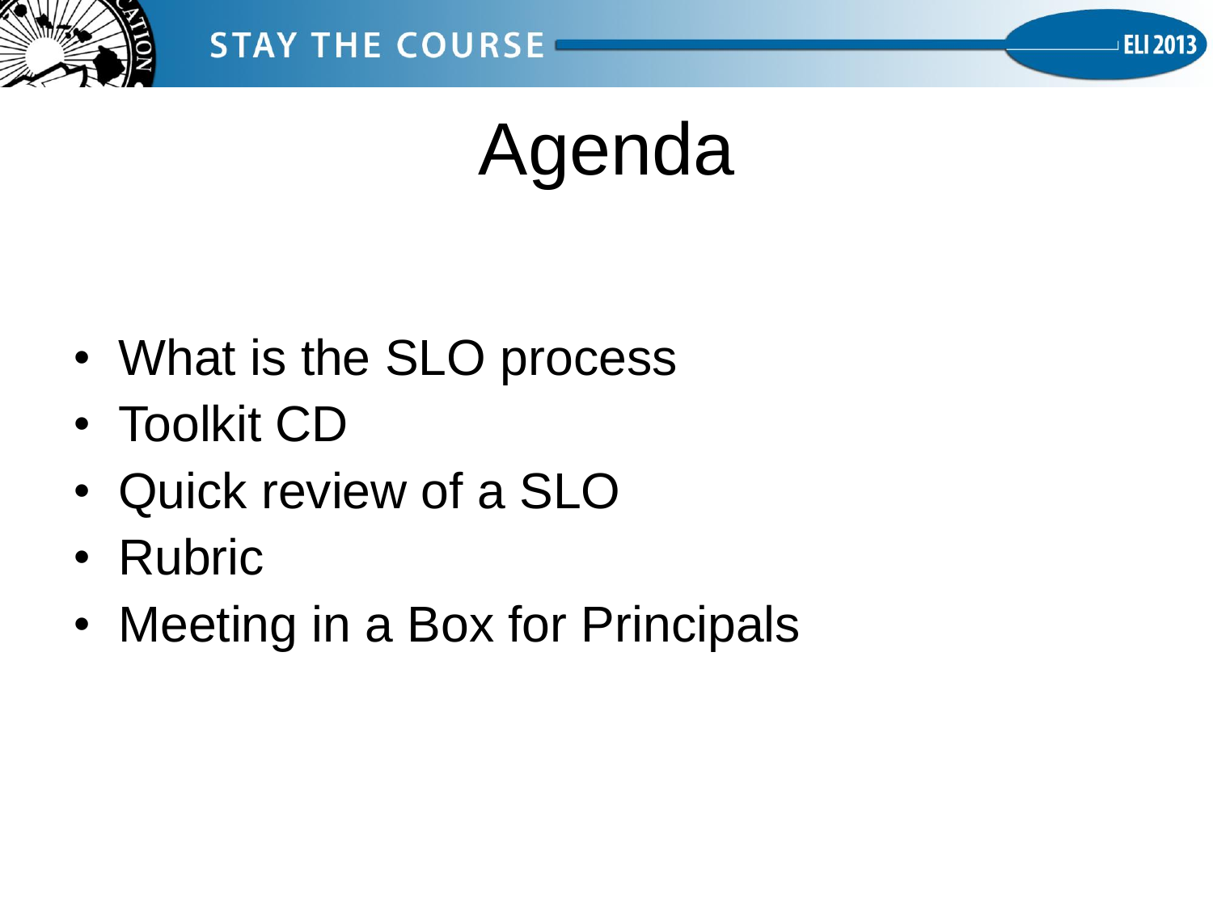# Agenda

- What is the SLO process
- Toolkit CD
- Quick review of a SLO
- Rubric
- Meeting in a Box for Principals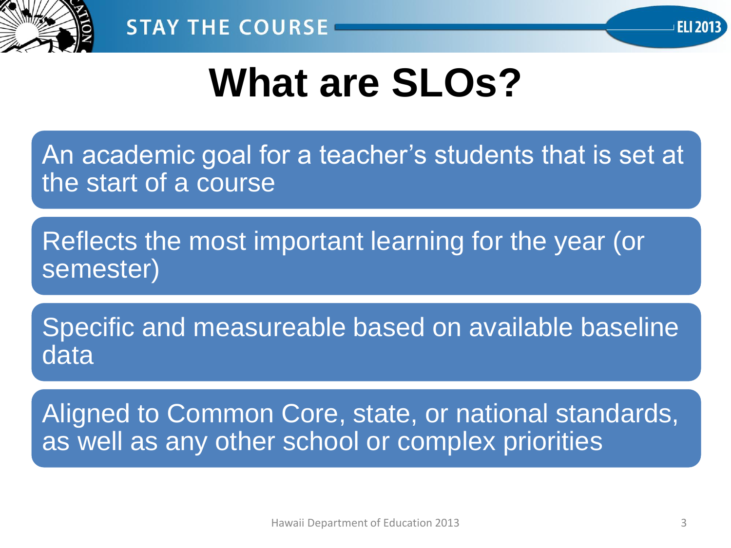# What are SLOs?

- An academic goal for a teacher's students that is set at the start of a course
- Reflects the most important learning for the year (or semester)
- Specific and measureable based on available baseline data
- Aligned to Common Core, state, or national standards, as well as any other school or complex priorities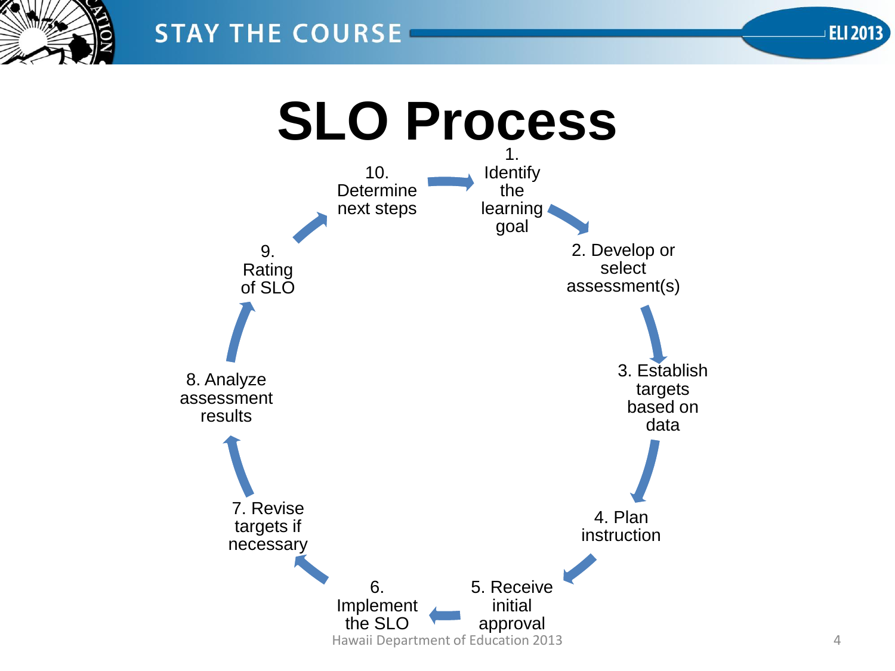# SLO Process

1. Identify the learning goal
2. Develop or select assessment(s)
3. Establish targets based on data
4. Plan instruction
5. Receive initial approval
6. Implement the SLO
7. Revise targets if necessary
8. Analyze assessment results
9. Rating of SLO
10. Determine next steps

Hawaii Department of Education 2013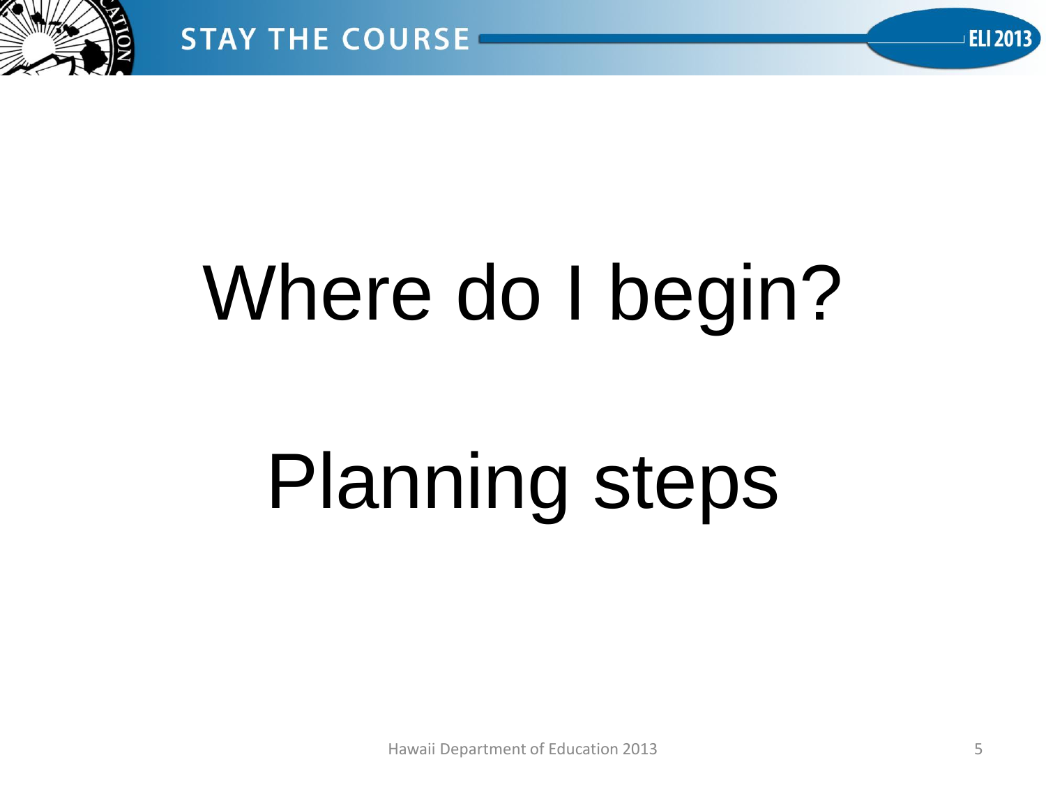# Where do I begin?

# Planning steps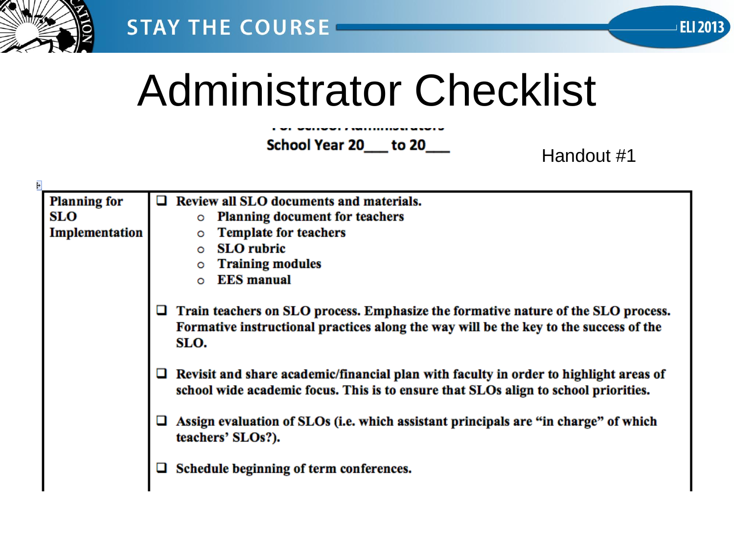# Administrator Checklist

For School Administrators

School Year 20___ to 20___

Handout #1

| Planning for SLO Implementation | ❑ Review all SLO documents and materials.<br>○ Planning document for teachers<br>○ Template for teachers<br>○ SLO rubric<br>○ Training modules<br>○ EES manual<br><br>❑ Train teachers on SLO process. Emphasize the formative nature of the SLO process. Formative instructional practices along the way will be the key to the success of the SLO.<br><br>❑ Revisit and share academic/financial plan with faculty in order to highlight areas of school wide academic focus. This is to ensure that SLOs align to school priorities.<br><br>❑ Assign evaluation of SLOs (i.e. which assistant principals are "in charge" of which teachers' SLOs?).<br><br>❑ Schedule beginning of term conferences. |
|---|---|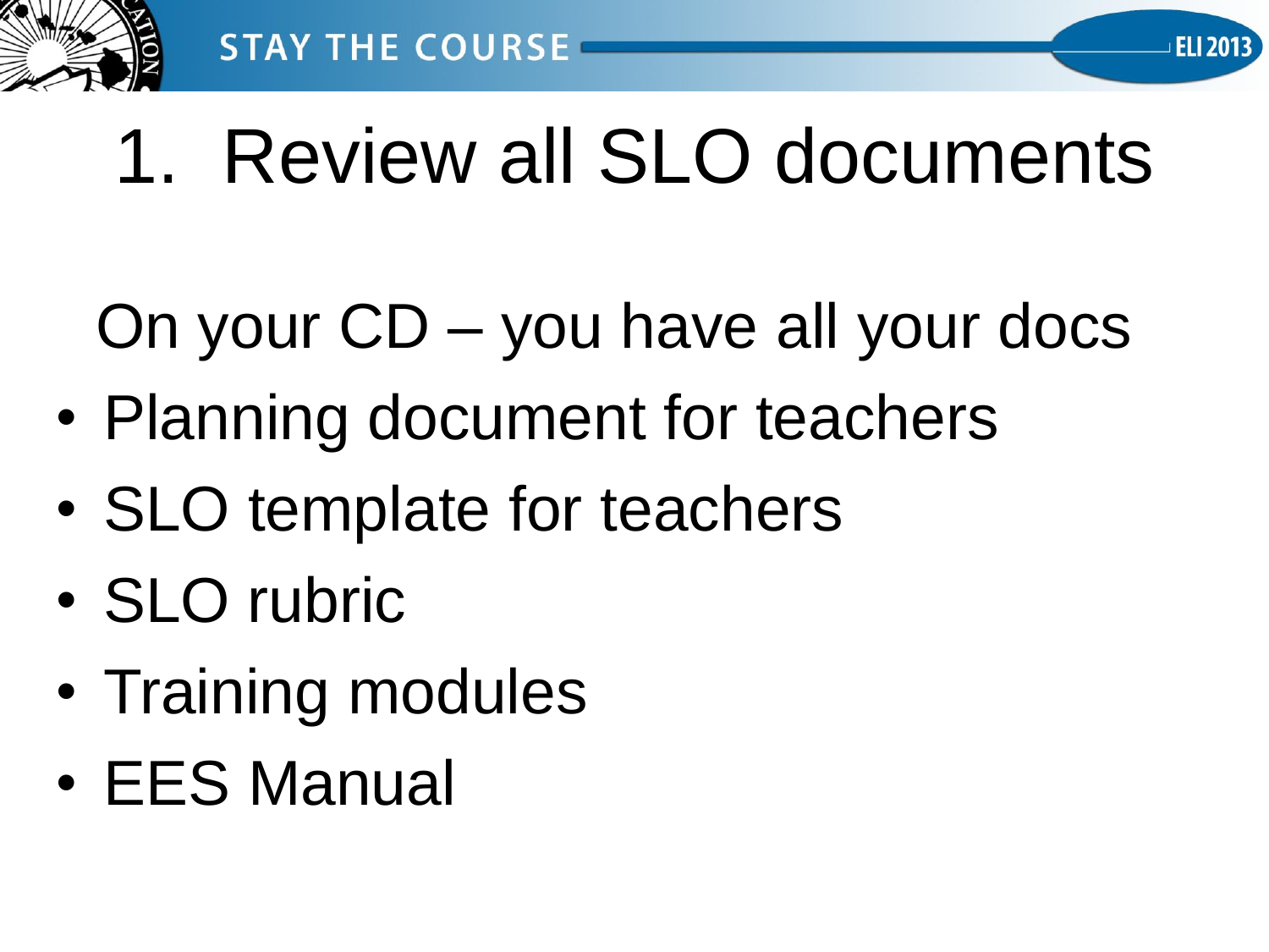# 1. Review all SLO documents

On your CD – you have all your docs

- Planning document for teachers
- SLO template for teachers
- SLO rubric
- Training modules
- EES Manual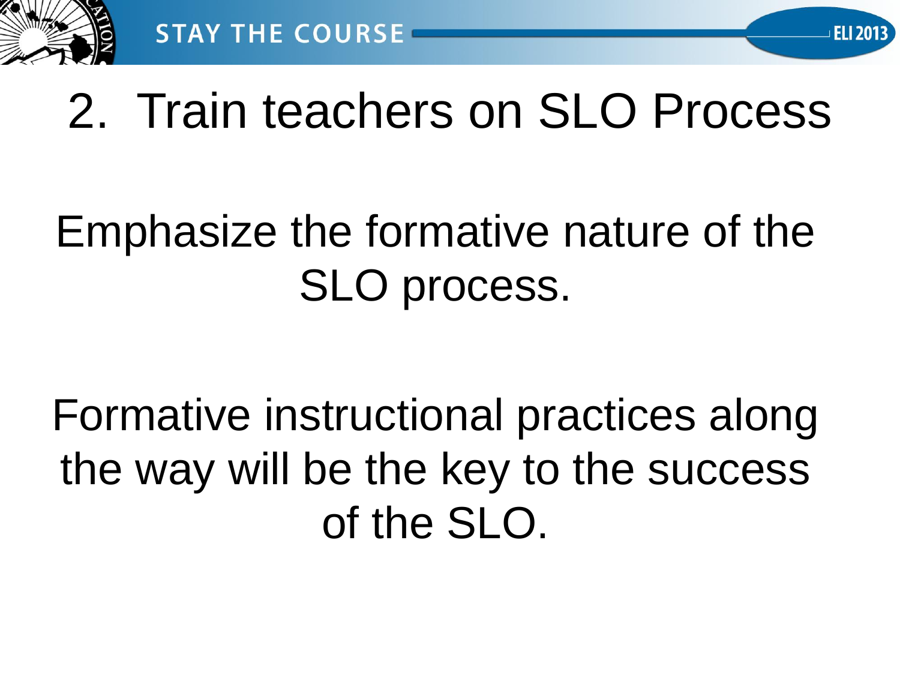# 2. Train teachers on SLO Process

Emphasize the formative nature of the SLO process.

Formative instructional practices along the way will be the key to the success of the SLO.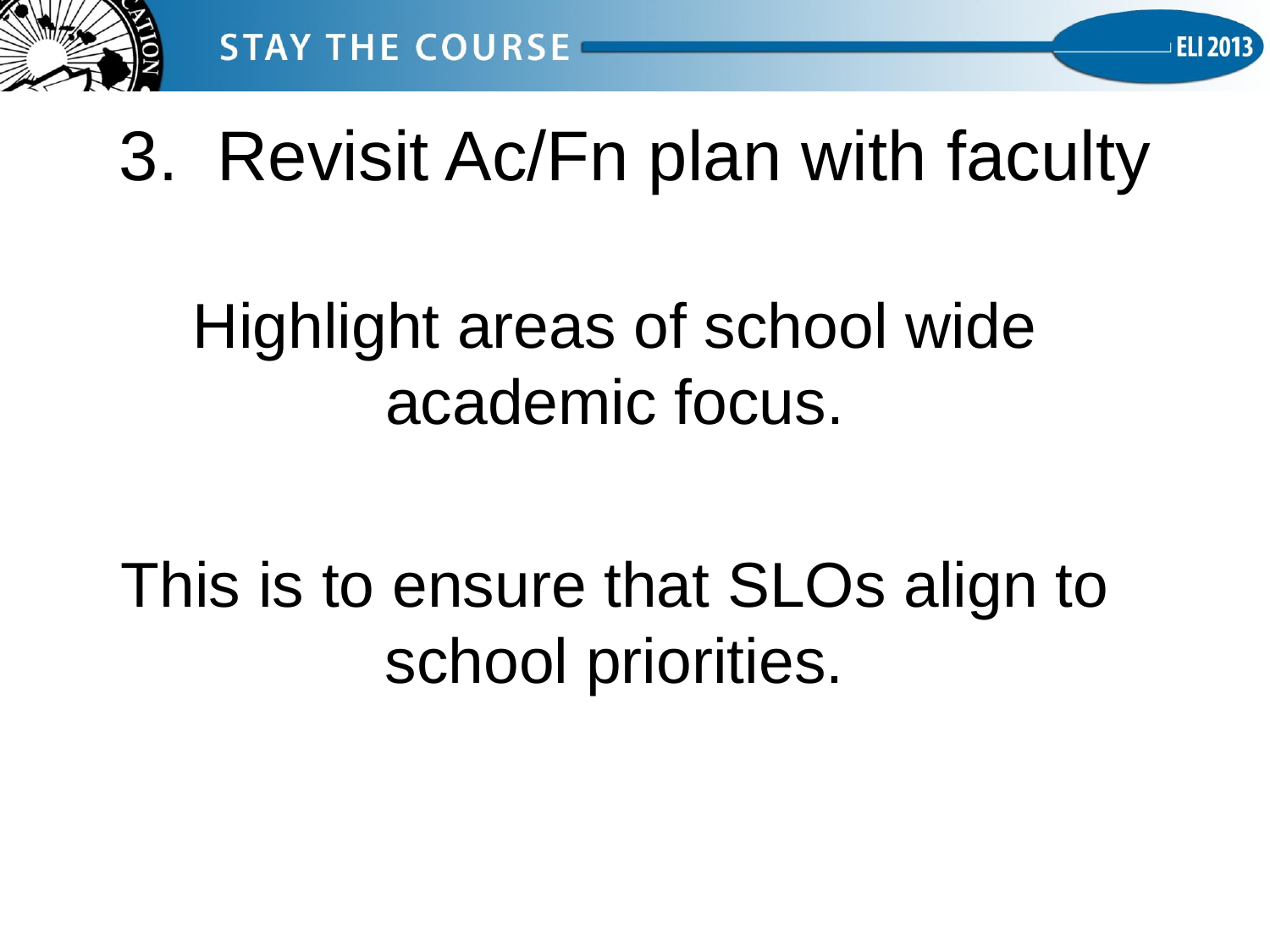# 3. Revisit Ac/Fn plan with faculty

Highlight areas of school wide academic focus.

This is to ensure that SLOs align to school priorities.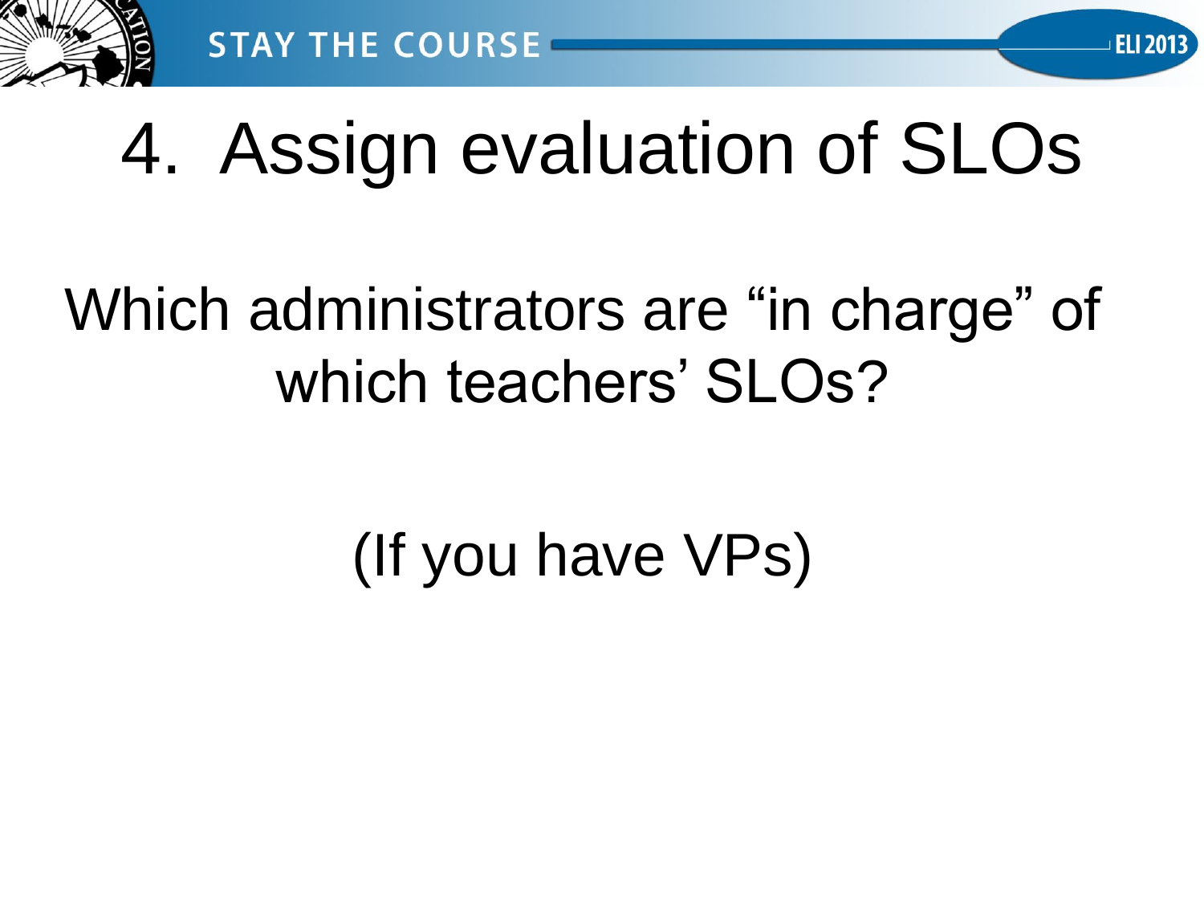# 4. Assign evaluation of SLOs

Which administrators are "in charge" of which teachers' SLOs?

(If you have VPs)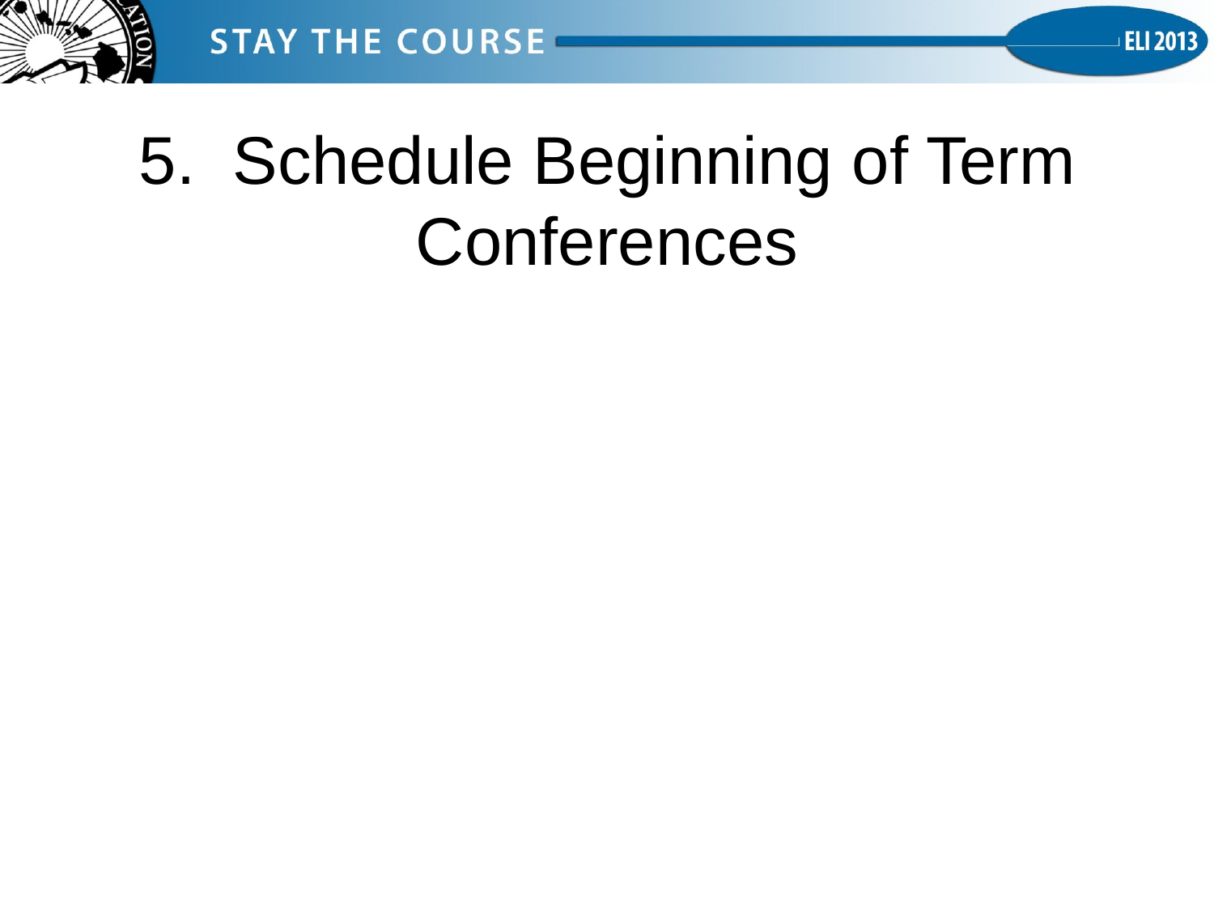# 5. Schedule Beginning of Term Conferences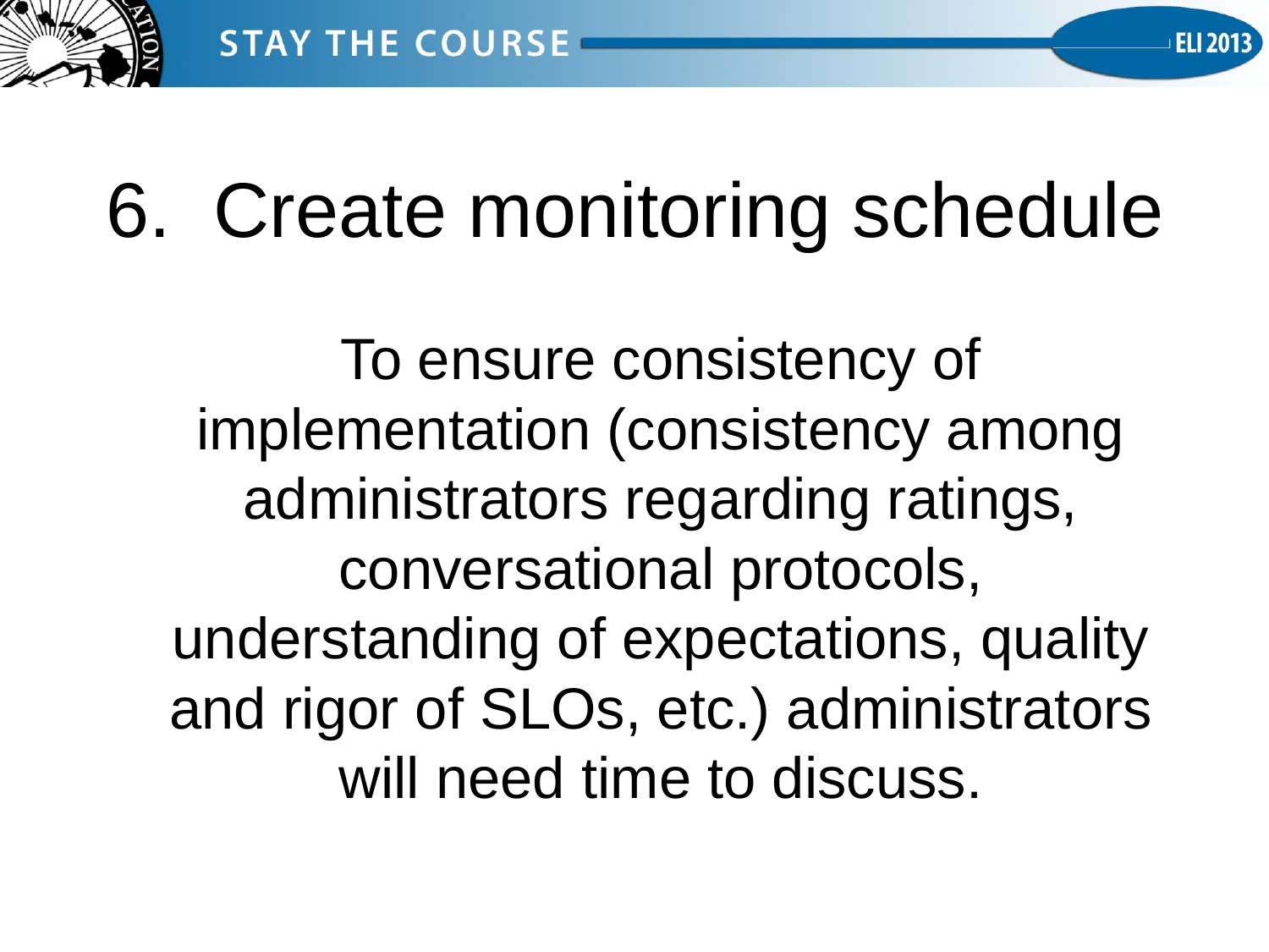# 6. Create monitoring schedule

To ensure consistency of implementation (consistency among administrators regarding ratings, conversational protocols, understanding of expectations, quality and rigor of SLOs, etc.) administrators will need time to discuss.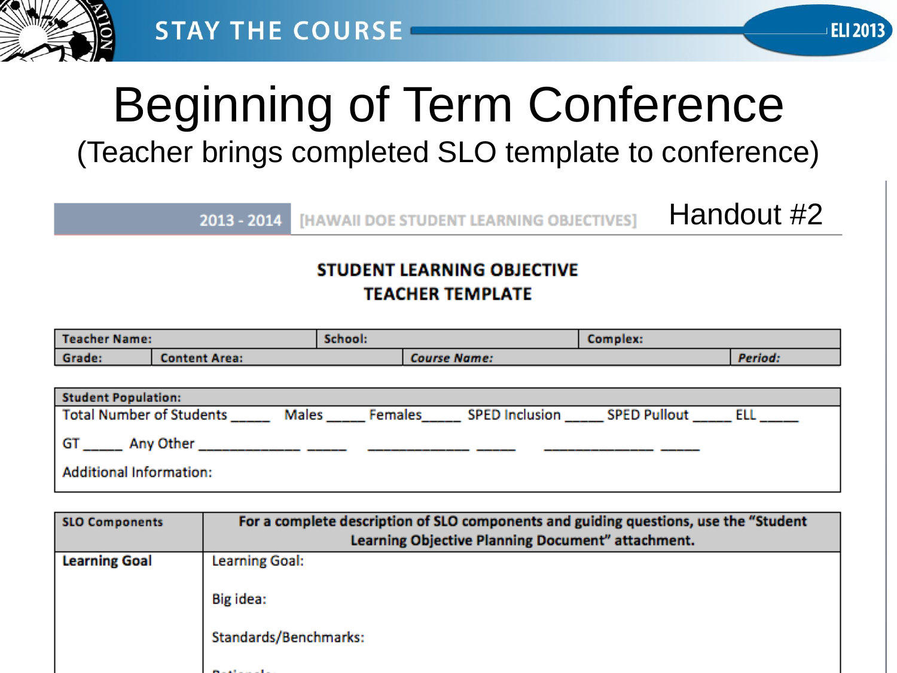# Beginning of Term Conference

(Teacher brings completed SLO template to conference)

2013 - 2014 [HAWAII DOE STUDENT LEARNING OBJECTIVES] Handout #2

## STUDENT LEARNING OBJECTIVE
## TEACHER TEMPLATE

| Teacher Name: | | School: | Complex: | |
|---|---|---|---|---|
| Grade: | Content Area: | *Course Name:* | | *Period:* |

| Student Population: |
|---|
| Total Number of Students _____ Males _____ Females_____ SPED Inclusion _____ SPED Pullout _____ ELL _____ |
| GT _____ Any Other _____________ _____ _____________ _____ ______________ _____ |
| Additional Information: |

| SLO Components | For a complete description of SLO components and guiding questions, use the "Student Learning Objective Planning Document" attachment. |
|---|---|
| Learning Goal | Learning Goal:<br><br>Big idea:<br><br>Standards/Benchmarks: |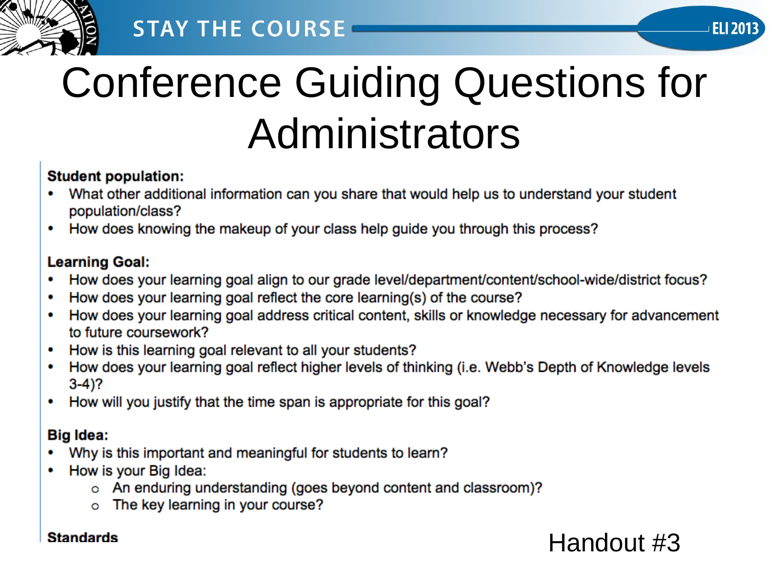# Conference Guiding Questions for Administrators

**Student population:**

- What other additional information can you share that would help us to understand your student population/class?
- How does knowing the makeup of your class help guide you through this process?

**Learning Goal:**

- How does your learning goal align to our grade level/department/content/school-wide/district focus?
- How does your learning goal reflect the core learning(s) of the course?
- How does your learning goal address critical content, skills or knowledge necessary for advancement to future coursework?
- How is this learning goal relevant to all your students?
- How does your learning goal reflect higher levels of thinking (i.e. Webb's Depth of Knowledge levels 3-4)?
- How will you justify that the time span is appropriate for this goal?

**Big Idea:**

- Why is this important and meaningful for students to learn?
- How is your Big Idea:
  - An enduring understanding (goes beyond content and classroom)?
  - The key learning in your course?

**Standards**

Handout #3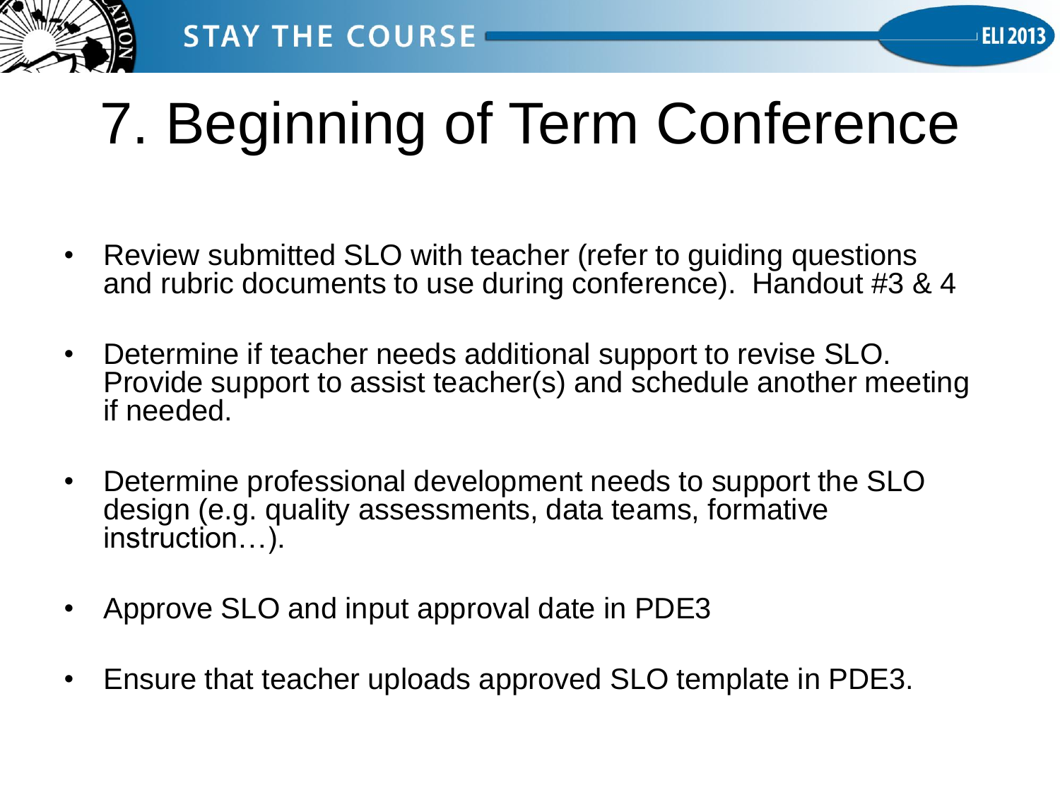# 7. Beginning of Term Conference

- Review submitted SLO with teacher (refer to guiding questions and rubric documents to use during conference). Handout #3 & 4
- Determine if teacher needs additional support to revise SLO. Provide support to assist teacher(s) and schedule another meeting if needed.
- Determine professional development needs to support the SLO design (e.g. quality assessments, data teams, formative instruction…).
- Approve SLO and input approval date in PDE3
- Ensure that teacher uploads approved SLO template in PDE3.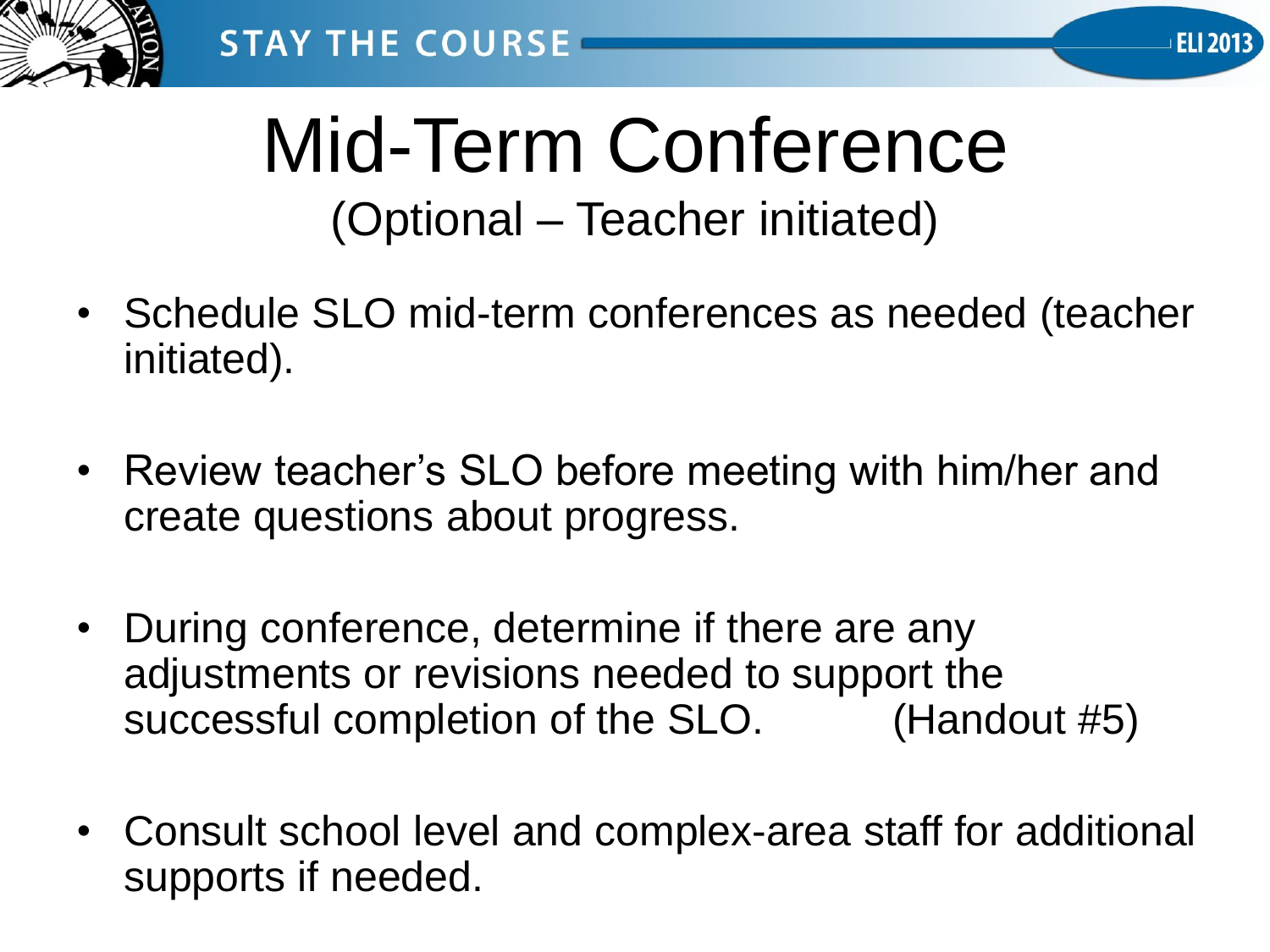# Mid-Term Conference

(Optional – Teacher initiated)

- Schedule SLO mid-term conferences as needed (teacher initiated).
- Review teacher's SLO before meeting with him/her and create questions about progress.
- During conference, determine if there are any adjustments or revisions needed to support the successful completion of the SLO. (Handout #5)
- Consult school level and complex-area staff for additional supports if needed.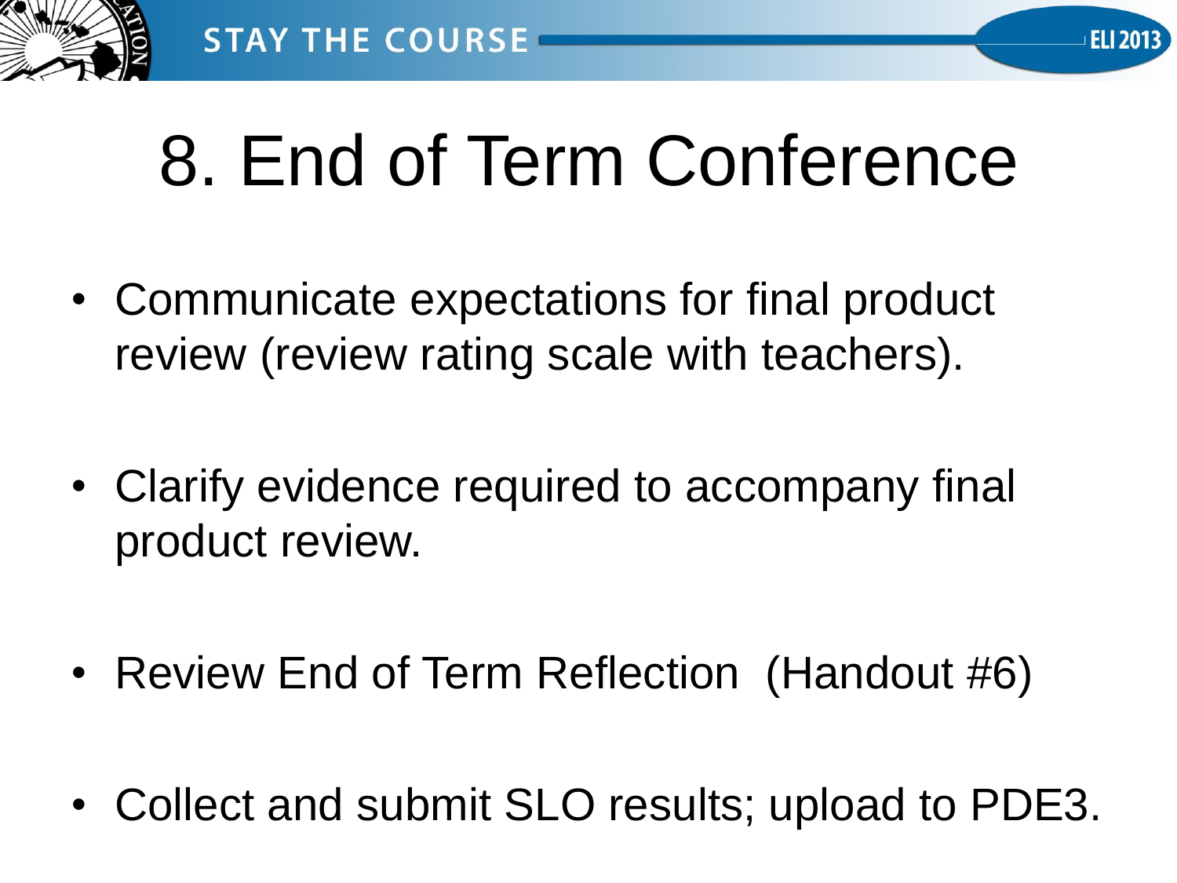# 8. End of Term Conference

- Communicate expectations for final product review (review rating scale with teachers).
- Clarify evidence required to accompany final product review.
- Review End of Term Reflection (Handout #6)
- Collect and submit SLO results; upload to PDE3.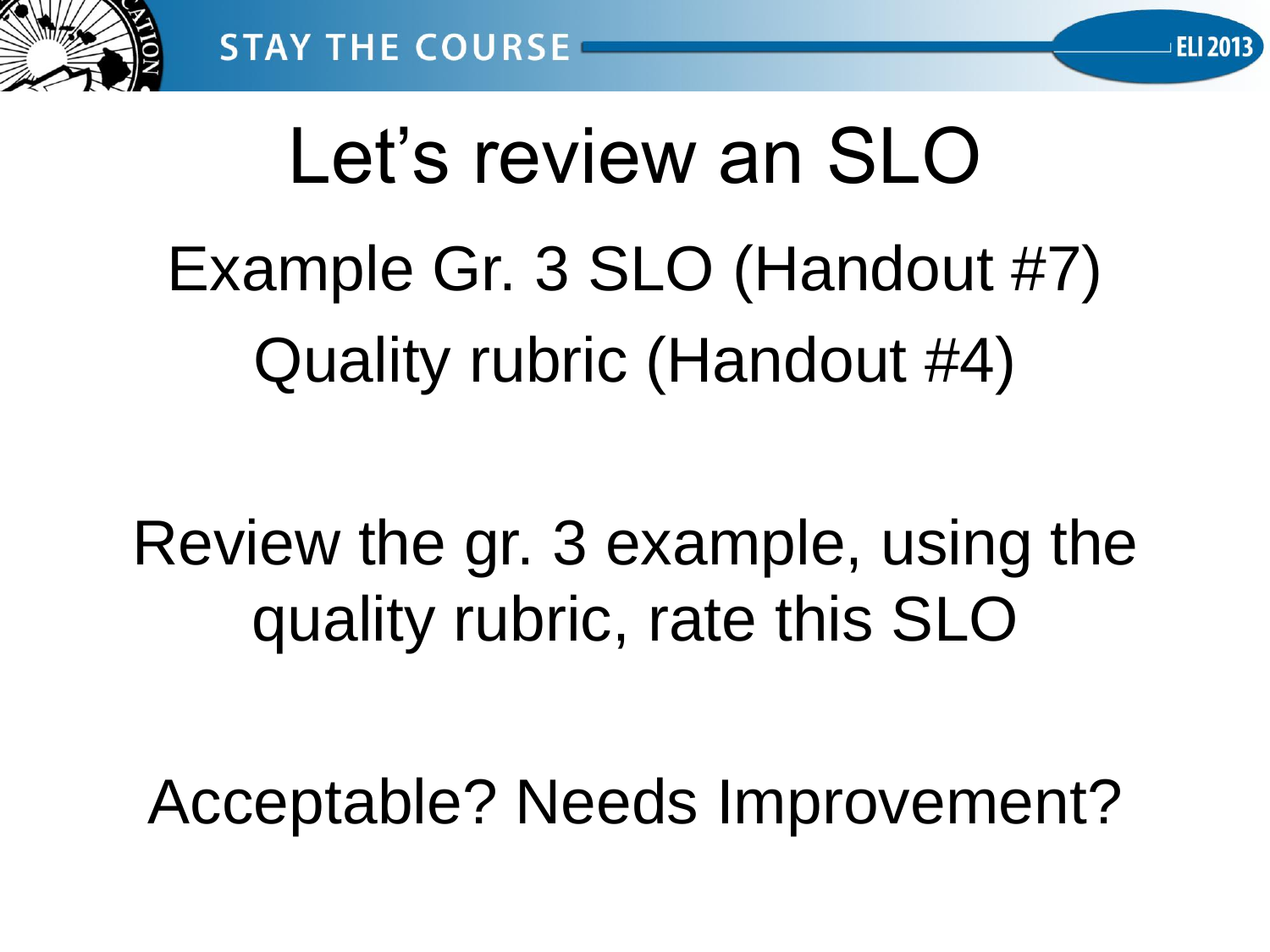# Let's review an SLO

Example Gr. 3 SLO (Handout #7)

Quality rubric (Handout #4)

Review the gr. 3 example, using the quality rubric, rate this SLO

Acceptable? Needs Improvement?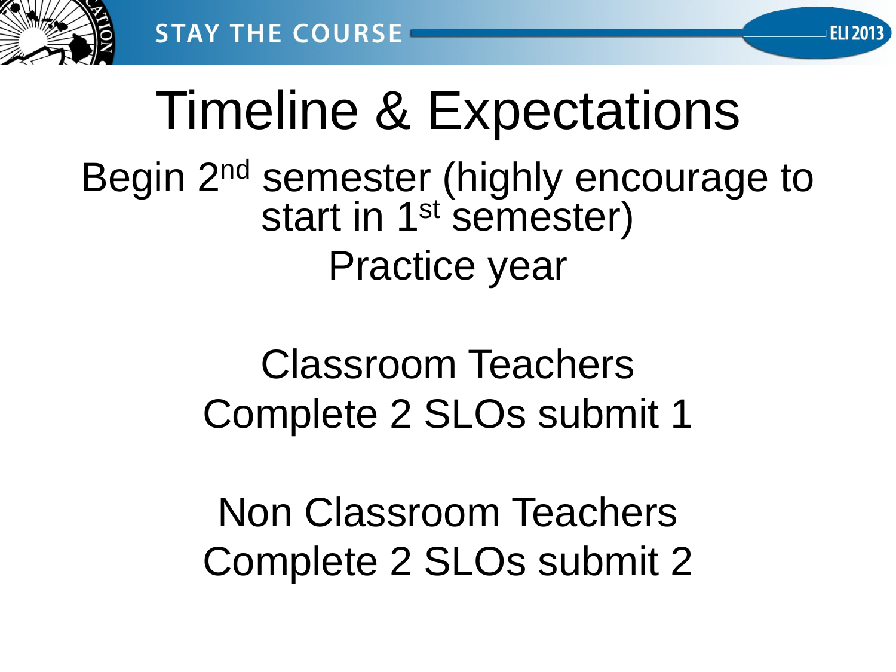# Timeline & Expectations

Begin 2nd semester (highly encourage to start in 1st semester)

Practice year

Classroom Teachers

Complete 2 SLOs submit 1

Non Classroom Teachers

Complete 2 SLOs submit 2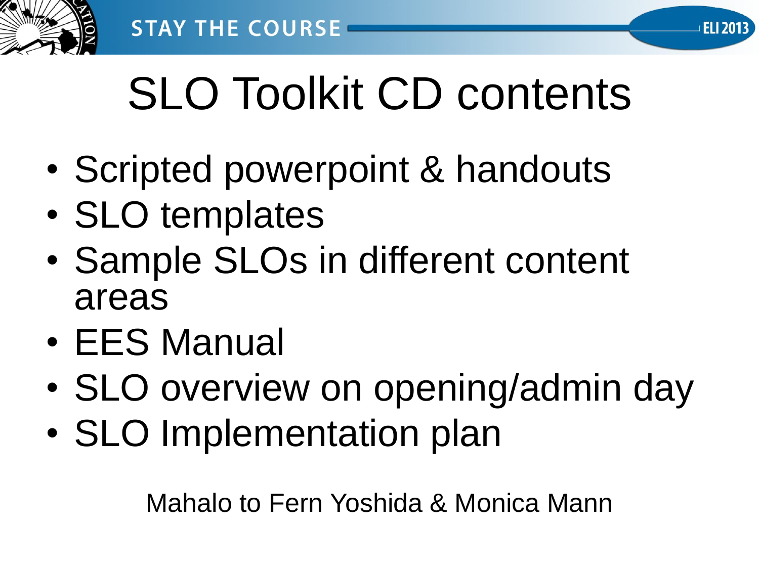# SLO Toolkit CD contents

- Scripted powerpoint & handouts
- SLO templates
- Sample SLOs in different content areas
- EES Manual
- SLO overview on opening/admin day
- SLO Implementation plan

Mahalo to Fern Yoshida & Monica Mann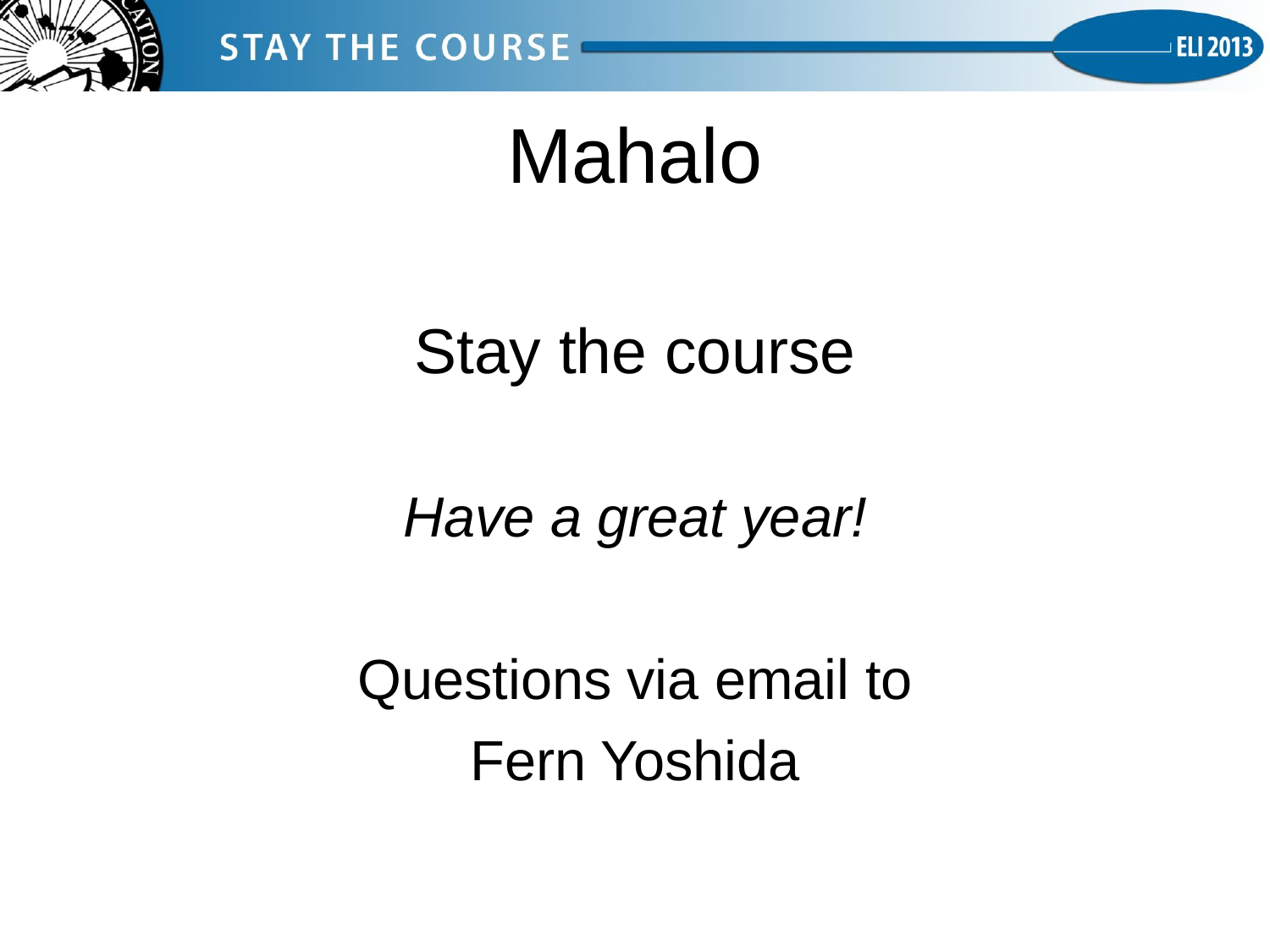# Mahalo

Stay the course

*Have a great year!*

Questions via email to
Fern Yoshida